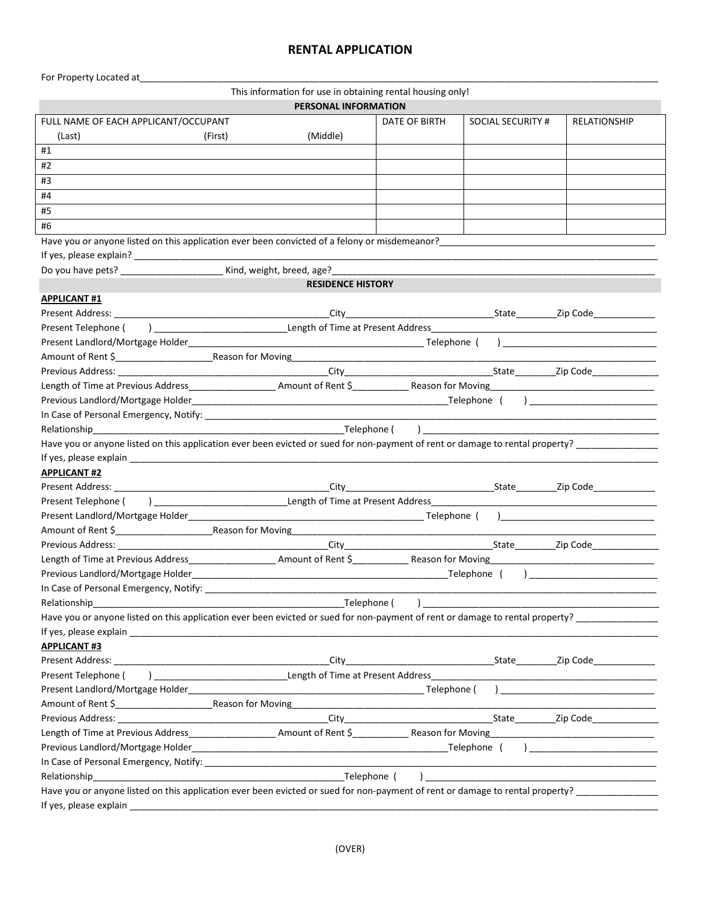# RENTAL APPLICATION

For Property Located at_______________________________________________________________________________________________

This information for use in obtaining rental housing only!

## PERSONAL INFORMATION

| FULL NAME OF EACH APPLICANT/OCCUPANT (Last) (First) (Middle) | DATE OF BIRTH | SOCIAL SECURITY # | RELATIONSHIP |
|---|---|---|---|
| #1 | | | |
| #2 | | | |
| #3 | | | |
| #4 | | | |
| #5 | | | |
| #6 | | | |

Have you or anyone listed on this application ever been convicted of a felony or misdemeanor?_______________________________________

If yes, please explain? ________________________________________________________________________________________________

Do you have pets? ____________________ Kind, weight, breed, age?_______________________________________________________________

## RESIDENCE HISTORY

**APPLICANT #1**

Present Address: ___________________________________________City_____________________________State________Zip Code____________

Present Telephone (      ) __________________________Length of Time at Present Address_____________________________________________

Present Landlord/Mortgage Holder________________________________________________ Telephone (      ) ______________________________

Amount of Rent $___________________Reason for Moving___________________________________________________________________

Previous Address: ___________________________________________City_____________________________State________Zip Code_____________

Length of Time at Previous Address_________________ Amount of Rent $___________ Reason for Moving________________________________

Previous Landlord/Mortgage Holder____________________________________________________Telephone (      ) _________________________

In Case of Personal Emergency, Notify: ________________________________________________________________________________________

Relationship___________________________________________________Telephone (      ) ______________________________________________

Have you or anyone listed on this application ever been evicted or sued for non-payment of rent or damage to rental property? ________________

If yes, please explain ________________________________________________________________________________________________

**APPLICANT #2**

Present Address: ___________________________________________City_____________________________State________Zip Code____________

Present Telephone (      ) __________________________Length of Time at Present Address_____________________________________________

Present Landlord/Mortgage Holder________________________________________________ Telephone (      )______________________________

Amount of Rent $___________________Reason for Moving___________________________________________________________________

Previous Address: ___________________________________________City_____________________________State________Zip Code_____________

Length of Time at Previous Address_________________ Amount of Rent $___________ Reason for Moving________________________________

Previous Landlord/Mortgage Holder____________________________________________________Telephone (      ) _________________________

In Case of Personal Emergency, Notify: ________________________________________________________________________________________

Relationship___________________________________________________Telephone (      ) ______________________________________________

Have you or anyone listed on this application ever been evicted or sued for non-payment of rent or damage to rental property? ________________

If yes, please explain ________________________________________________________________________________________________

**APPLICANT #3**

Present Address: ___________________________________________City_____________________________State________Zip Code____________

Present Telephone (      ) __________________________Length of Time at Present Address_____________________________________________

Present Landlord/Mortgage Holder________________________________________________ Telephone (      ) ______________________________

Amount of Rent $___________________Reason for Moving___________________________________________________________________

Previous Address: ___________________________________________City_____________________________State________Zip Code_____________

Length of Time at Previous Address_________________ Amount of Rent $___________ Reason for Moving________________________________

Previous Landlord/Mortgage Holder____________________________________________________Telephone (      ) _________________________

In Case of Personal Emergency, Notify: ________________________________________________________________________________________

Relationship___________________________________________________Telephone (      ) ______________________________________________

Have you or anyone listed on this application ever been evicted or sued for non-payment of rent or damage to rental property? ________________

If yes, please explain ________________________________________________________________________________________________

(OVER)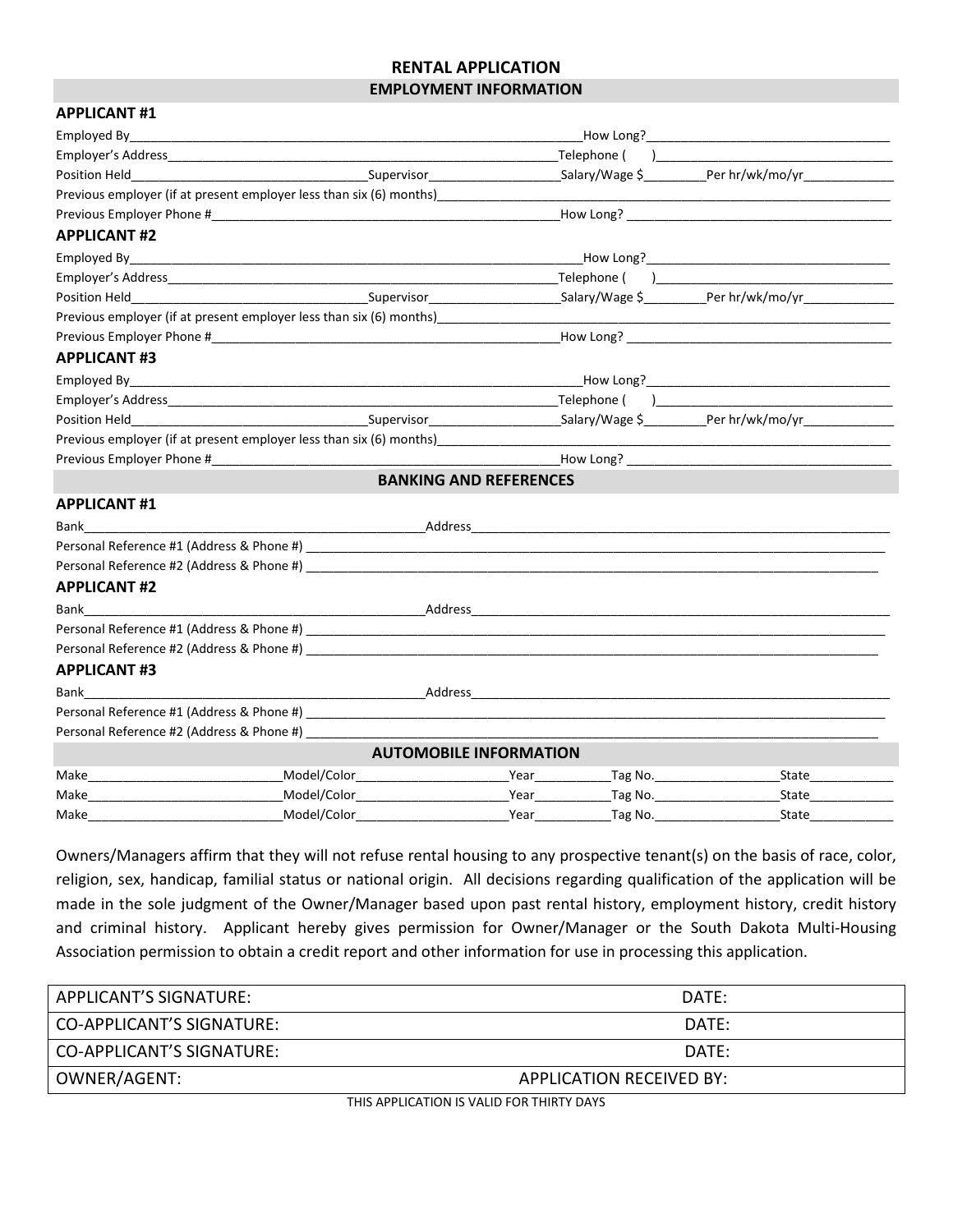# RENTAL APPLICATION

## EMPLOYMENT INFORMATION

### APPLICANT #1

Employed By\_\_\_\_\_\_\_\_\_\_\_\_\_\_\_\_\_\_\_\_\_\_\_\_\_\_\_\_\_\_\_\_\_\_\_\_\_\_\_\_How Long?\_\_\_\_\_\_\_\_\_\_\_\_\_\_\_\_\_\_\_\_\_\_

Employer's Address\_\_\_\_\_\_\_\_\_\_\_\_\_\_\_\_\_\_\_\_\_\_\_\_\_\_\_\_\_\_\_\_\_\_\_\_Telephone (     )\_\_\_\_\_\_\_\_\_\_\_\_\_\_\_\_\_\_\_\_\_\_

Position Held\_\_\_\_\_\_\_\_\_\_\_\_\_\_\_\_\_\_\_\_Supervisor\_\_\_\_\_\_\_\_\_\_\_\_Salary/Wage $\_\_\_\_\_\_Per hr/wk/mo/yr\_\_\_\_\_\_\_\_

Previous employer (if at present employer less than six (6) months)\_\_\_\_\_\_\_\_\_\_\_\_\_\_\_\_\_\_\_\_\_\_\_\_\_\_\_\_\_\_\_\_\_\_\_\_\_\_\_\_

Previous Employer Phone #\_\_\_\_\_\_\_\_\_\_\_\_\_\_\_\_\_\_\_\_\_\_\_\_\_\_\_\_\_\_\_\_How Long? \_\_\_\_\_\_\_\_\_\_\_\_\_\_\_\_\_\_\_\_\_\_\_\_

### APPLICANT #2

Employed By\_\_\_\_\_\_\_\_\_\_\_\_\_\_\_\_\_\_\_\_\_\_\_\_\_\_\_\_\_\_\_\_\_\_\_\_\_\_\_\_How Long?\_\_\_\_\_\_\_\_\_\_\_\_\_\_\_\_\_\_\_\_\_\_

Employer's Address\_\_\_\_\_\_\_\_\_\_\_\_\_\_\_\_\_\_\_\_\_\_\_\_\_\_\_\_\_\_\_\_\_\_\_\_Telephone (     )\_\_\_\_\_\_\_\_\_\_\_\_\_\_\_\_\_\_\_\_\_\_

Position Held\_\_\_\_\_\_\_\_\_\_\_\_\_\_\_\_\_\_\_\_Supervisor\_\_\_\_\_\_\_\_\_\_\_\_Salary/Wage $\_\_\_\_\_\_Per hr/wk/mo/yr\_\_\_\_\_\_\_\_

Previous employer (if at present employer less than six (6) months)\_\_\_\_\_\_\_\_\_\_\_\_\_\_\_\_\_\_\_\_\_\_\_\_\_\_\_\_\_\_\_\_\_\_\_\_\_\_\_\_

Previous Employer Phone #\_\_\_\_\_\_\_\_\_\_\_\_\_\_\_\_\_\_\_\_\_\_\_\_\_\_\_\_\_\_\_\_How Long? \_\_\_\_\_\_\_\_\_\_\_\_\_\_\_\_\_\_\_\_\_\_\_\_

### APPLICANT #3

Employed By\_\_\_\_\_\_\_\_\_\_\_\_\_\_\_\_\_\_\_\_\_\_\_\_\_\_\_\_\_\_\_\_\_\_\_\_\_\_\_\_How Long?\_\_\_\_\_\_\_\_\_\_\_\_\_\_\_\_\_\_\_\_\_\_

Employer's Address\_\_\_\_\_\_\_\_\_\_\_\_\_\_\_\_\_\_\_\_\_\_\_\_\_\_\_\_\_\_\_\_\_\_\_\_Telephone (     )\_\_\_\_\_\_\_\_\_\_\_\_\_\_\_\_\_\_\_\_\_\_

Position Held\_\_\_\_\_\_\_\_\_\_\_\_\_\_\_\_\_\_\_\_Supervisor\_\_\_\_\_\_\_\_\_\_\_\_Salary/Wage $\_\_\_\_\_\_Per hr/wk/mo/yr\_\_\_\_\_\_\_\_

Previous employer (if at present employer less than six (6) months)\_\_\_\_\_\_\_\_\_\_\_\_\_\_\_\_\_\_\_\_\_\_\_\_\_\_\_\_\_\_\_\_\_\_\_\_\_\_\_\_

Previous Employer Phone #\_\_\_\_\_\_\_\_\_\_\_\_\_\_\_\_\_\_\_\_\_\_\_\_\_\_\_\_\_\_\_\_How Long? \_\_\_\_\_\_\_\_\_\_\_\_\_\_\_\_\_\_\_\_\_\_\_\_

## BANKING AND REFERENCES

### APPLICANT #1

Bank\_\_\_\_\_\_\_\_\_\_\_\_\_\_\_\_\_\_\_\_\_\_\_\_\_\_\_\_\_\_Address\_\_\_\_\_\_\_\_\_\_\_\_\_\_\_\_\_\_\_\_\_\_\_\_\_\_\_\_\_\_\_\_\_\_\_\_\_\_

Personal Reference #1 (Address & Phone #) \_\_\_\_\_\_\_\_\_\_\_\_\_\_\_\_\_\_\_\_\_\_\_\_\_\_\_\_\_\_\_\_\_\_\_\_\_\_\_\_\_\_\_\_\_\_\_\_

Personal Reference #2 (Address & Phone #) \_\_\_\_\_\_\_\_\_\_\_\_\_\_\_\_\_\_\_\_\_\_\_\_\_\_\_\_\_\_\_\_\_\_\_\_\_\_\_\_\_\_\_\_\_\_\_\_

### APPLICANT #2

Bank\_\_\_\_\_\_\_\_\_\_\_\_\_\_\_\_\_\_\_\_\_\_\_\_\_\_\_\_\_\_Address\_\_\_\_\_\_\_\_\_\_\_\_\_\_\_\_\_\_\_\_\_\_\_\_\_\_\_\_\_\_\_\_\_\_\_\_\_\_

Personal Reference #1 (Address & Phone #) \_\_\_\_\_\_\_\_\_\_\_\_\_\_\_\_\_\_\_\_\_\_\_\_\_\_\_\_\_\_\_\_\_\_\_\_\_\_\_\_\_\_\_\_\_\_\_\_

Personal Reference #2 (Address & Phone #) \_\_\_\_\_\_\_\_\_\_\_\_\_\_\_\_\_\_\_\_\_\_\_\_\_\_\_\_\_\_\_\_\_\_\_\_\_\_\_\_\_\_\_\_\_\_\_\_

### APPLICANT #3

Bank\_\_\_\_\_\_\_\_\_\_\_\_\_\_\_\_\_\_\_\_\_\_\_\_\_\_\_\_\_\_Address\_\_\_\_\_\_\_\_\_\_\_\_\_\_\_\_\_\_\_\_\_\_\_\_\_\_\_\_\_\_\_\_\_\_\_\_\_\_

Personal Reference #1 (Address & Phone #) \_\_\_\_\_\_\_\_\_\_\_\_\_\_\_\_\_\_\_\_\_\_\_\_\_\_\_\_\_\_\_\_\_\_\_\_\_\_\_\_\_\_\_\_\_\_\_\_

Personal Reference #2 (Address & Phone #) \_\_\_\_\_\_\_\_\_\_\_\_\_\_\_\_\_\_\_\_\_\_\_\_\_\_\_\_\_\_\_\_\_\_\_\_\_\_\_\_\_\_\_\_\_\_\_\_

## AUTOMOBILE INFORMATION

| Make | Model/Color | Year | Tag No. | State |
|---|---|---|---|---|
| | | | | |
| | | | | |
| | | | | |

Owners/Managers affirm that they will not refuse rental housing to any prospective tenant(s) on the basis of race, color, religion, sex, handicap, familial status or national origin. All decisions regarding qualification of the application will be made in the sole judgment of the Owner/Manager based upon past rental history, employment history, credit history and criminal history. Applicant hereby gives permission for Owner/Manager or the South Dakota Multi-Housing Association permission to obtain a credit report and other information for use in processing this application.

| | |
|---|---|
| APPLICANT'S SIGNATURE: | DATE: |
| CO-APPLICANT'S SIGNATURE: | DATE: |
| CO-APPLICANT'S SIGNATURE: | DATE: |
| OWNER/AGENT: | APPLICATION RECEIVED BY: |

THIS APPLICATION IS VALID FOR THIRTY DAYS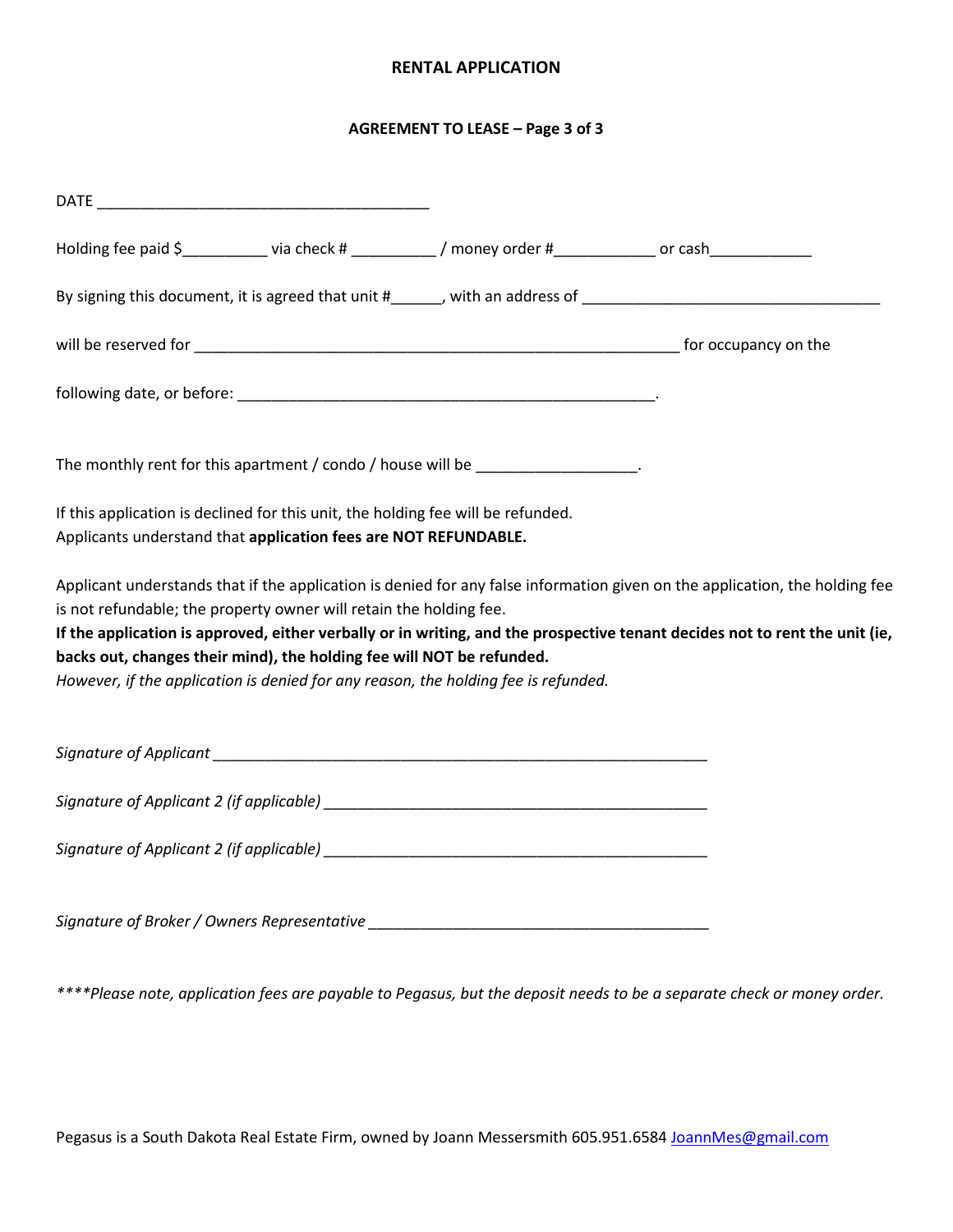**RENTAL APPLICATION**

**AGREEMENT TO LEASE – Page 3 of 3**

DATE ________________________________________

Holding fee paid $__________ via check # __________ / money order #____________ or cash____________

By signing this document, it is agreed that unit #______, with an address of ___________________________________

will be reserved for __________________________________________________________ for occupancy on the

following date, or before: __________________________________________________.

The monthly rent for this apartment / condo / house will be ___________________.

If this application is declined for this unit, the holding fee will be refunded.
Applicants understand that **application fees are NOT REFUNDABLE.**

Applicant understands that if the application is denied for any false information given on the application, the holding fee is not refundable; the property owner will retain the holding fee.
**If the application is approved, either verbally or in writing, and the prospective tenant decides not to rent the unit (ie, backs out, changes their mind), the holding fee will NOT be refunded.**
*However, if the application is denied for any reason, the holding fee is refunded.*

*Signature of Applicant* ____________________________________________________________

*Signature of Applicant 2 (if applicable)* ______________________________________________

*Signature of Applicant 2 (if applicable)* ______________________________________________

*Signature of Broker / Owners Representative* ________________________________________

*****Please note, application fees are payable to Pegasus, but the deposit needs to be a separate check or money order.*

Pegasus is a South Dakota Real Estate Firm, owned by Joann Messersmith 605.951.6584 JoannMes@gmail.com